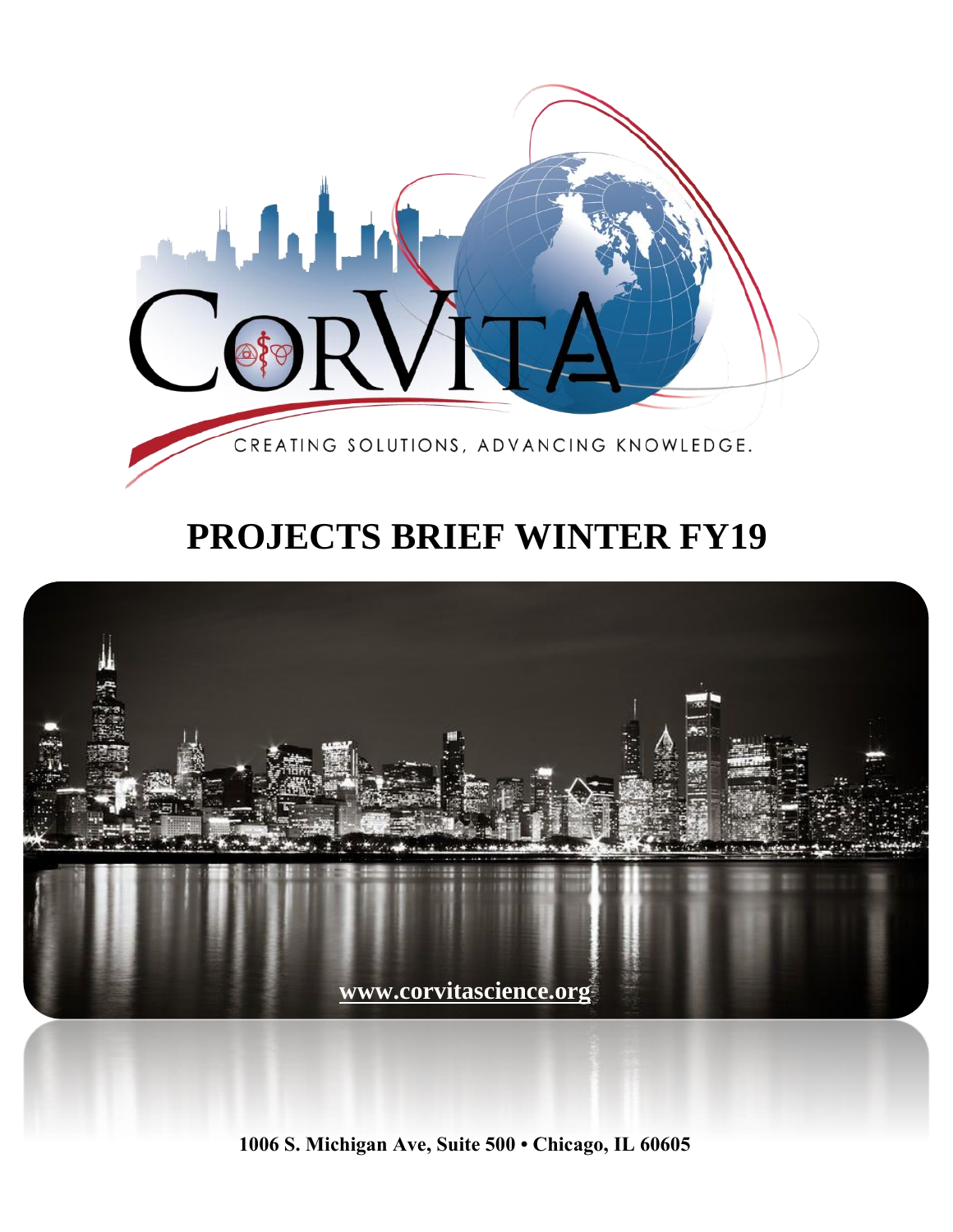CORVITA

CREATING SOLUTIONS, ADVANCING KNOWLEDGE.

# PROJECTS BRIEF WINTER FY19

www.corvitascience.org

1006 S. Michigan Ave, Suite 500 • Chicago, IL 60605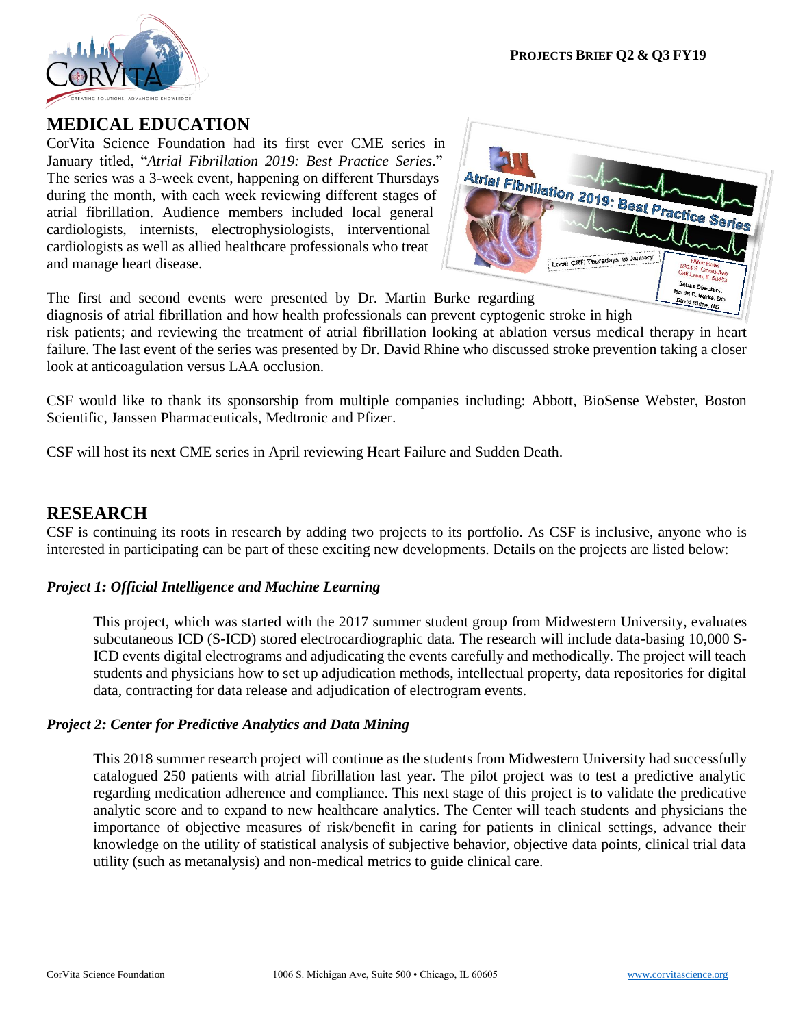## MEDICAL EDUCATION

CorVita Science Foundation had its first ever CME series in January titled, "*Atrial Fibrillation 2019: Best Practice Series*." The series was a 3-week event, happening on different Thursdays during the month, with each week reviewing different stages of atrial fibrillation. Audience members included local general cardiologists, internists, electrophysiologists, interventional cardiologists as well as allied healthcare professionals who treat and manage heart disease.

The first and second events were presented by Dr. Martin Burke regarding diagnosis of atrial fibrillation and how health professionals can prevent cyptogenic stroke in high risk patients; and reviewing the treatment of atrial fibrillation looking at ablation versus medical therapy in heart failure. The last event of the series was presented by Dr. David Rhine who discussed stroke prevention taking a closer look at anticoagulation versus LAA occlusion.

CSF would like to thank its sponsorship from multiple companies including: Abbott, BioSense Webster, Boston Scientific, Janssen Pharmaceuticals, Medtronic and Pfizer.

CSF will host its next CME series in April reviewing Heart Failure and Sudden Death.

## RESEARCH

CSF is continuing its roots in research by adding two projects to its portfolio. As CSF is inclusive, anyone who is interested in participating can be part of these exciting new developments. Details on the projects are listed below:

### *Project 1: Official Intelligence and Machine Learning*

This project, which was started with the 2017 summer student group from Midwestern University, evaluates subcutaneous ICD (S-ICD) stored electrocardiographic data. The research will include data-basing 10,000 S-ICD events digital electrograms and adjudicating the events carefully and methodically. The project will teach students and physicians how to set up adjudication methods, intellectual property, data repositories for digital data, contracting for data release and adjudication of electrogram events.

### *Project 2: Center for Predictive Analytics and Data Mining*

This 2018 summer research project will continue as the students from Midwestern University had successfully catalogued 250 patients with atrial fibrillation last year. The pilot project was to test a predictive analytic regarding medication adherence and compliance. This next stage of this project is to validate the predicative analytic score and to expand to new healthcare analytics. The Center will teach students and physicians the importance of objective measures of risk/benefit in caring for patients in clinical settings, advance their knowledge on the utility of statistical analysis of subjective behavior, objective data points, clinical trial data utility (such as metanalysis) and non-medical metrics to guide clinical care.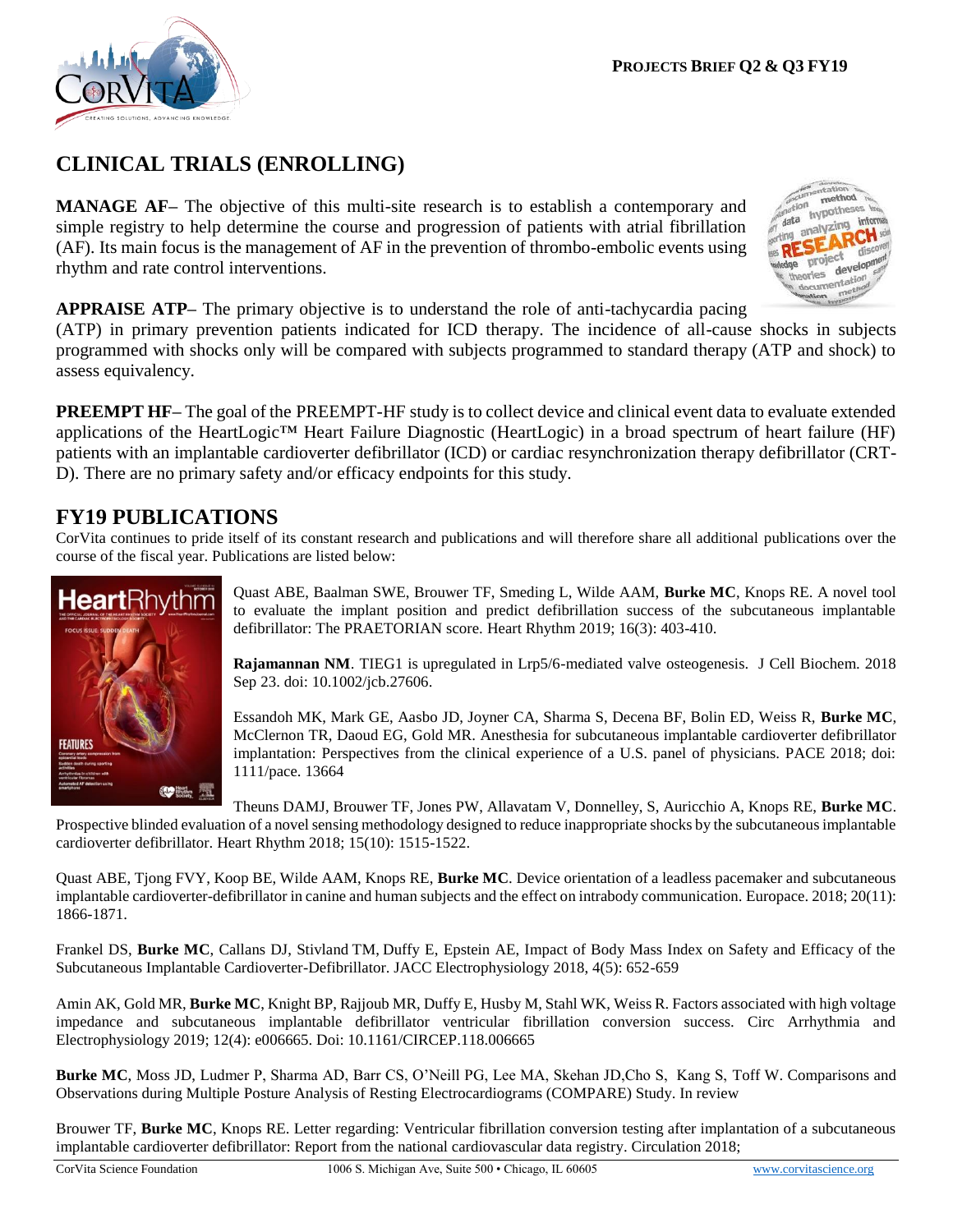## CLINICAL TRIALS (ENROLLING)

**MANAGE AF–** The objective of this multi-site research is to establish a contemporary and simple registry to help determine the course and progression of patients with atrial fibrillation (AF). Its main focus is the management of AF in the prevention of thrombo-embolic events using rhythm and rate control interventions.

**APPRAISE ATP–** The primary objective is to understand the role of anti-tachycardia pacing (ATP) in primary prevention patients indicated for ICD therapy. The incidence of all-cause shocks in subjects programmed with shocks only will be compared with subjects programmed to standard therapy (ATP and shock) to assess equivalency.

**PREEMPT HF–** The goal of the PREEMPT-HF study is to collect device and clinical event data to evaluate extended applications of the HeartLogic™ Heart Failure Diagnostic (HeartLogic) in a broad spectrum of heart failure (HF) patients with an implantable cardioverter defibrillator (ICD) or cardiac resynchronization therapy defibrillator (CRT-D). There are no primary safety and/or efficacy endpoints for this study.

## FY19 PUBLICATIONS

CorVita continues to pride itself of its constant research and publications and will therefore share all additional publications over the course of the fiscal year. Publications are listed below:

Quast ABE, Baalman SWE, Brouwer TF, Smeding L, Wilde AAM, **Burke MC**, Knops RE. A novel tool to evaluate the implant position and predict defibrillation success of the subcutaneous implantable defibrillator: The PRAETORIAN score. Heart Rhythm 2019; 16(3): 403-410.

**Rajamannan NM**. TIEG1 is upregulated in Lrp5/6-mediated valve osteogenesis. J Cell Biochem. 2018 Sep 23. doi: 10.1002/jcb.27606.

Essandoh MK, Mark GE, Aasbo JD, Joyner CA, Sharma S, Decena BF, Bolin ED, Weiss R, **Burke MC**, McClernon TR, Daoud EG, Gold MR. Anesthesia for subcutaneous implantable cardioverter defibrillator implantation: Perspectives from the clinical experience of a U.S. panel of physicians. PACE 2018; doi: 1111/pace. 13664

Theuns DAMJ, Brouwer TF, Jones PW, Allavatam V, Donnelley, S, Auricchio A, Knops RE, **Burke MC**. Prospective blinded evaluation of a novel sensing methodology designed to reduce inappropriate shocks by the subcutaneous implantable cardioverter defibrillator. Heart Rhythm 2018; 15(10): 1515-1522.

Quast ABE, Tjong FVY, Koop BE, Wilde AAM, Knops RE, **Burke MC**. Device orientation of a leadless pacemaker and subcutaneous implantable cardioverter-defibrillator in canine and human subjects and the effect on intrabody communication. Europace. 2018; 20(11): 1866-1871.

Frankel DS, **Burke MC**, Callans DJ, Stivland TM, Duffy E, Epstein AE, Impact of Body Mass Index on Safety and Efficacy of the Subcutaneous Implantable Cardioverter-Defibrillator. JACC Electrophysiology 2018, 4(5): 652-659

Amin AK, Gold MR, **Burke MC**, Knight BP, Rajjoub MR, Duffy E, Husby M, Stahl WK, Weiss R. Factors associated with high voltage impedance and subcutaneous implantable defibrillator ventricular fibrillation conversion success. Circ Arrhythmia and Electrophysiology 2019; 12(4): e006665. Doi: 10.1161/CIRCEP.118.006665

**Burke MC**, Moss JD, Ludmer P, Sharma AD, Barr CS, O'Neill PG, Lee MA, Skehan JD,Cho S, Kang S, Toff W. Comparisons and Observations during Multiple Posture Analysis of Resting Electrocardiograms (COMPARE) Study. In review

Brouwer TF, **Burke MC**, Knops RE. Letter regarding: Ventricular fibrillation conversion testing after implantation of a subcutaneous implantable cardioverter defibrillator: Report from the national cardiovascular data registry. Circulation 2018;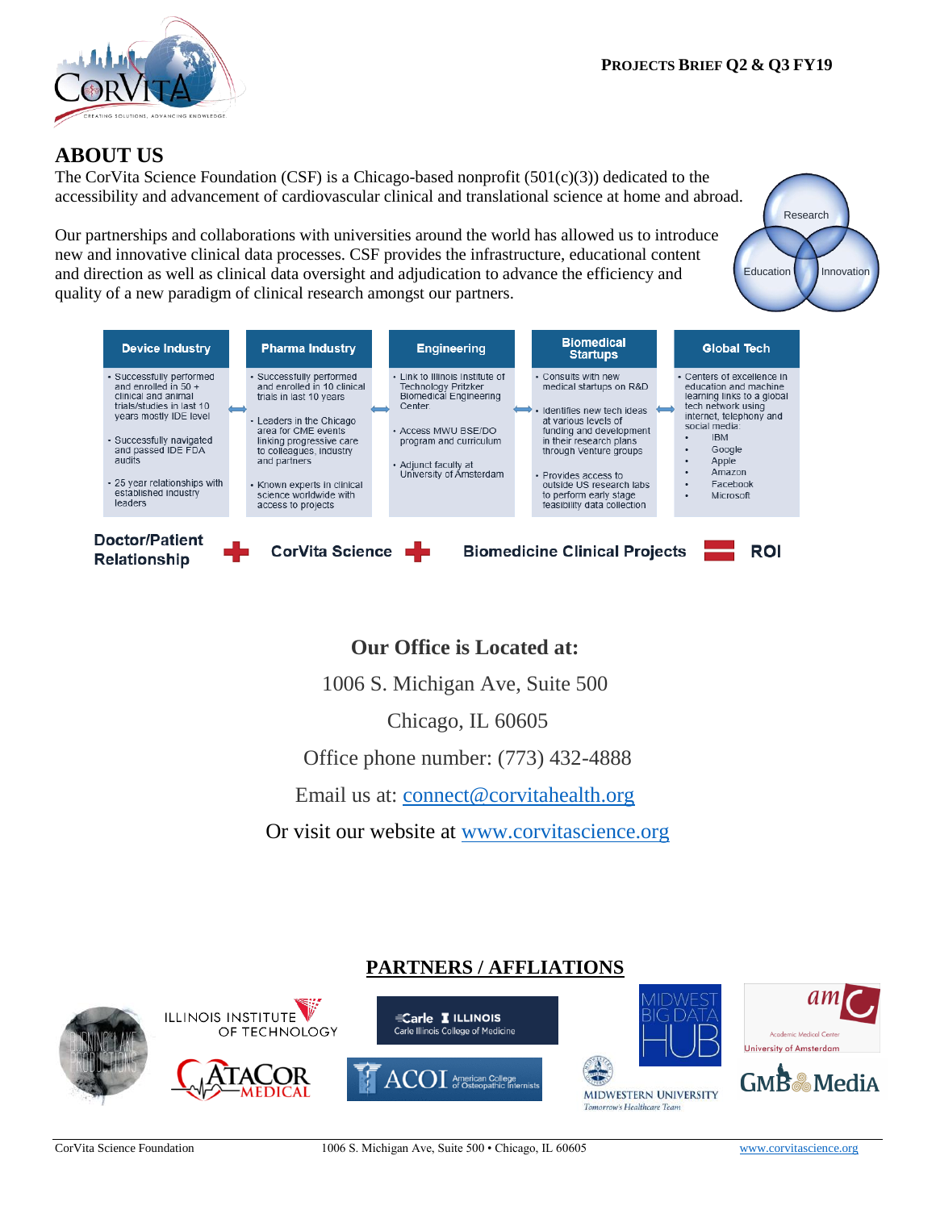**PROJECTS BRIEF Q2 & Q3 FY19**

## ABOUT US

The CorVita Science Foundation (CSF) is a Chicago-based nonprofit (501(c)(3)) dedicated to the accessibility and advancement of cardiovascular clinical and translational science at home and abroad.

Our partnerships and collaborations with universities around the world has allowed us to introduce new and innovative clinical data processes. CSF provides the infrastructure, educational content and direction as well as clinical data oversight and adjudication to advance the efficiency and quality of a new paradigm of clinical research amongst our partners.

Research
Education
Innovation

| Device Industry | Pharma Industry | Engineering | Biomedical Startups | Global Tech |
|---|---|---|---|---|
| • Successfully performed and enrolled in 50 + clinical and animal trials/studies in last 10 years mostly IDE level<br>• Successfully navigated and passed IDE FDA audits<br>• 25 year relationships with established industry leaders | • Successfully performed and enrolled in 10 clinical trials in last 10 years<br>• Leaders in the Chicago area for CME events linking progressive care to colleagues, industry and partners<br>• Known experts in clinical science worldwide with access to projects | • Link to Illinois Institute of Technology Pritzker Biomedical Engineering Center<br>• Access MWU BSE/DO program and curriculum<br>• Adjunct faculty at University of Amsterdam | • Consults with new medical startups on R&D<br>• Identifies new tech ideas at various levels of funding and development in their research plans through Venture groups<br>• Provides access to outside US research labs to perform early stage feasibility data collection | • Centers of excellence in education and machine learning links to a global tech network using internet, telephony and social media:<br>• IBM<br>• Google<br>• Apple<br>• Amazon<br>• Facebook<br>• Microsoft |

**Doctor/Patient Relationship** + **CorVita Science** + **Biomedicine Clinical Projects** = **ROI**

### Our Office is Located at:

1006 S. Michigan Ave, Suite 500

Chicago, IL 60605

Office phone number: (773) 432-4888

Email us at: connect@corvitahealth.org

Or visit our website at www.corvitascience.org

## PARTNERS / AFFLIATIONS

Burning Lake Productions
Illinois Institute of Technology
Carle Illinois College of Medicine
Midwest Big Data Hub
amc Academic Medical Center University of Amsterdam
CataCor Medical
ACOI American College of Osteopathic Internists
Midwestern University Tomorrow's Healthcare Team
GMB Media